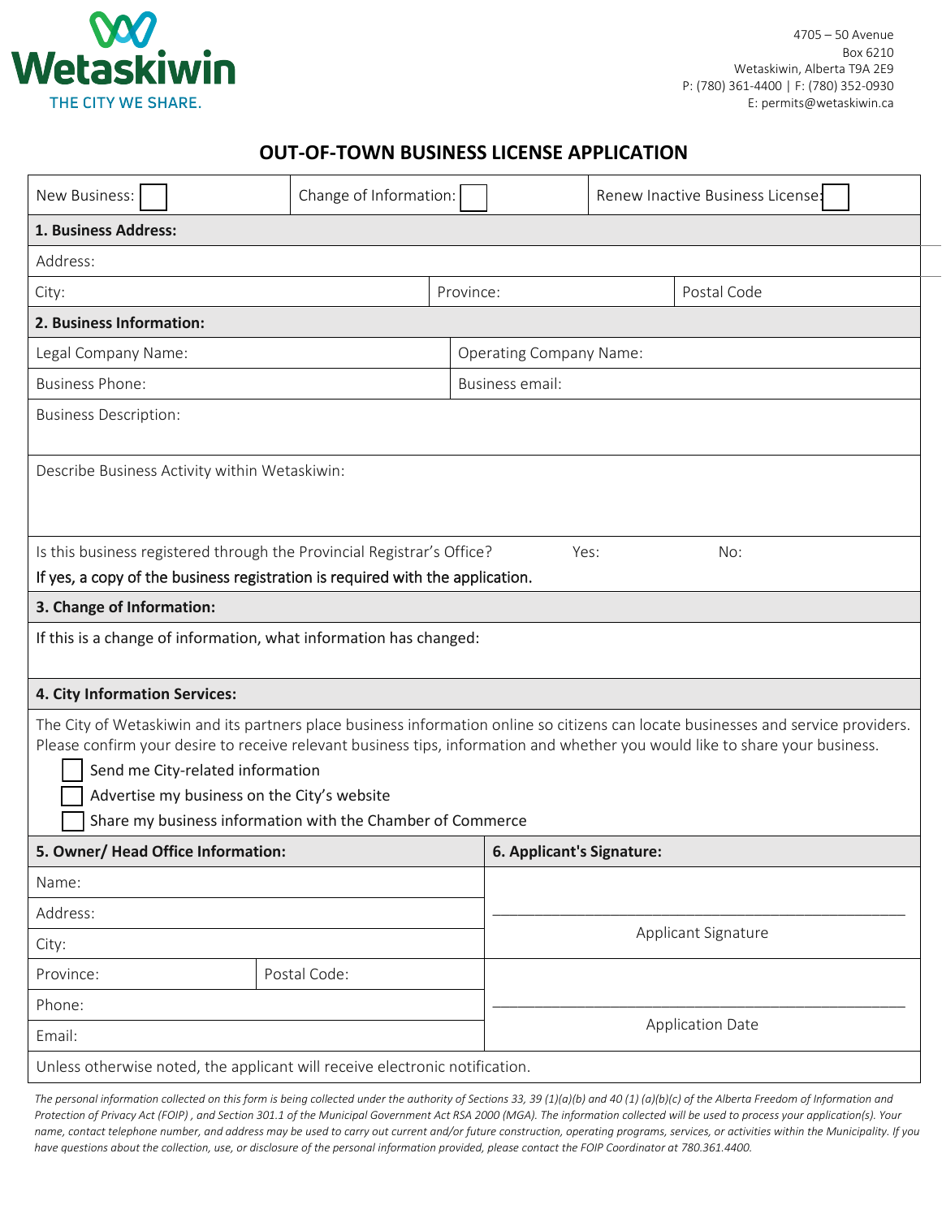Wetaskiwin
THE CITY WE SHARE.

4705 – 50 Avenue
Box 6210
Wetaskiwin, Alberta T9A 2E9
P: (780) 361-4400 | F: (780) 352-0930
E: permits@wetaskiwin.ca

# OUT-OF-TOWN BUSINESS LICENSE APPLICATION

| New Business: ☐ | Change of Information: ☐ | Renew Inactive Business License: ☐ |
|---|---|---|

**1. Business Address:**

| Address: | | |
|---|---|---|
| City: | Province: | Postal Code |

**2. Business Information:**

| Legal Company Name: | Operating Company Name: |
|---|---|
| Business Phone: | Business email: |

Business Description:

Describe Business Activity within Wetaskiwin:

Is this business registered through the Provincial Registrar's Office? Yes: No:
If yes, a copy of the business registration is required with the application.

**3. Change of Information:**

If this is a change of information, what information has changed:

**4. City Information Services:**

The City of Wetaskiwin and its partners place business information online so citizens can locate businesses and service providers. Please confirm your desire to receive relevant business tips, information and whether you would like to share your business.

- ☐ Send me City-related information
- ☐ Advertise my business on the City's website
- ☐ Share my business information with the Chamber of Commerce

| 5. Owner/ Head Office Information: | | 6. Applicant's Signature: |
|---|---|---|
| Name: | | ______________________ Applicant Signature |
| Address: | | |
| City: | | |
| Province: | Postal Code: | ______________________ Application Date |
| Phone: | | |
| Email: | | |

Unless otherwise noted, the applicant will receive electronic notification.

*The personal information collected on this form is being collected under the authority of Sections 33, 39 (1)(a)(b) and 40 (1) (a)(b)(c) of the Alberta Freedom of Information and Protection of Privacy Act (FOIP) , and Section 301.1 of the Municipal Government Act RSA 2000 (MGA). The information collected will be used to process your application(s). Your name, contact telephone number, and address may be used to carry out current and/or future construction, operating programs, services, or activities within the Municipality. If you have questions about the collection, use, or disclosure of the personal information provided, please contact the FOIP Coordinator at 780.361.4400.*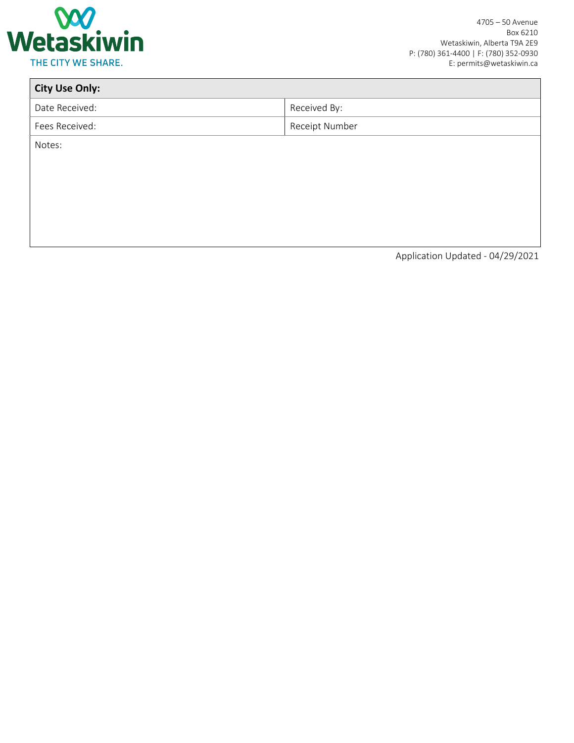Wetaskiwin

THE CITY WE SHARE.

4705 – 50 Avenue
Box 6210
Wetaskiwin, Alberta T9A 2E9
P: (780) 361-4400 | F: (780) 352-0930
E: permits@wetaskiwin.ca

| **City Use Only:** | |
|---|---|
| Date Received: | Received By: |
| Fees Received: | Receipt Number |
| Notes: | |

Application Updated - 04/29/2021